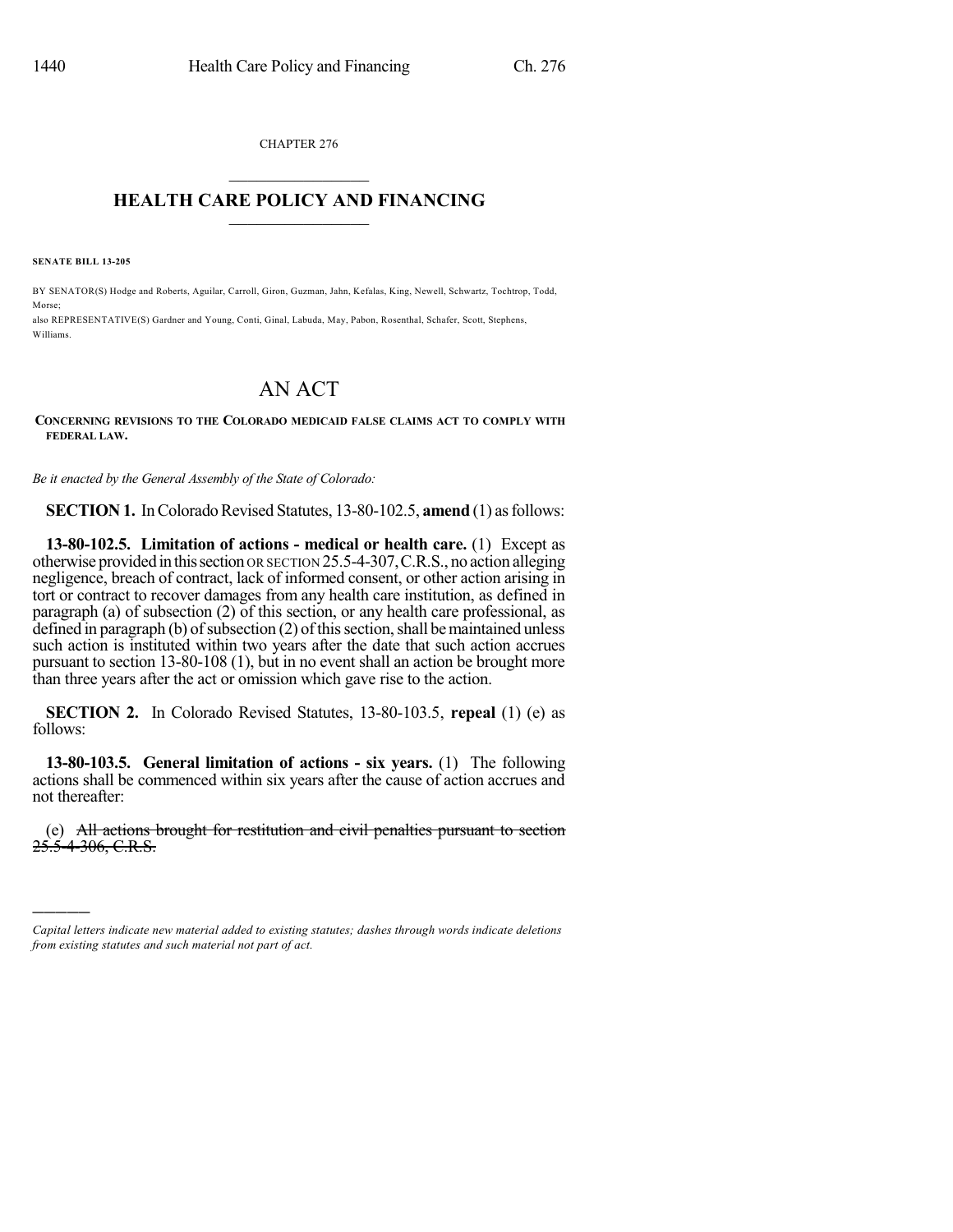CHAPTER 276

## HEALTH CARE POLICY AND FINANCING

**SENATE BILL 13-205**

BY SENATOR(S) Hodge and Roberts, Aguilar, Carroll, Giron, Guzman, Jahn, Kefalas, King, Newell, Schwartz, Tochtrop, Todd, Morse;
also REPRESENTATIVE(S) Gardner and Young, Conti, Ginal, Labuda, May, Pabon, Rosenthal, Schafer, Scott, Stephens, Williams.

# AN ACT

**CONCERNING REVISIONS TO THE COLORADO MEDICAID FALSE CLAIMS ACT TO COMPLY WITH FEDERAL LAW.**

*Be it enacted by the General Assembly of the State of Colorado:*

**SECTION 1.** In Colorado Revised Statutes, 13-80-102.5, **amend** (1) as follows:

**13-80-102.5. Limitation of actions - medical or health care.** (1) Except as otherwise provided in this section OR SECTION 25.5-4-307, C.R.S., no action alleging negligence, breach of contract, lack of informed consent, or other action arising in tort or contract to recover damages from any health care institution, as defined in paragraph (a) of subsection (2) of this section, or any health care professional, as defined in paragraph (b) of subsection (2) of this section, shall be maintained unless such action is instituted within two years after the date that such action accrues pursuant to section 13-80-108 (1), but in no event shall an action be brought more than three years after the act or omission which gave rise to the action.

**SECTION 2.** In Colorado Revised Statutes, 13-80-103.5, **repeal** (1) (e) as follows:

**13-80-103.5. General limitation of actions - six years.** (1) The following actions shall be commenced within six years after the cause of action accrues and not thereafter:

(e) ~~All actions brought for restitution and civil penalties pursuant to section 25.5-4-306, C.R.S.~~

---

*Capital letters indicate new material added to existing statutes; dashes through words indicate deletions from existing statutes and such material not part of act.*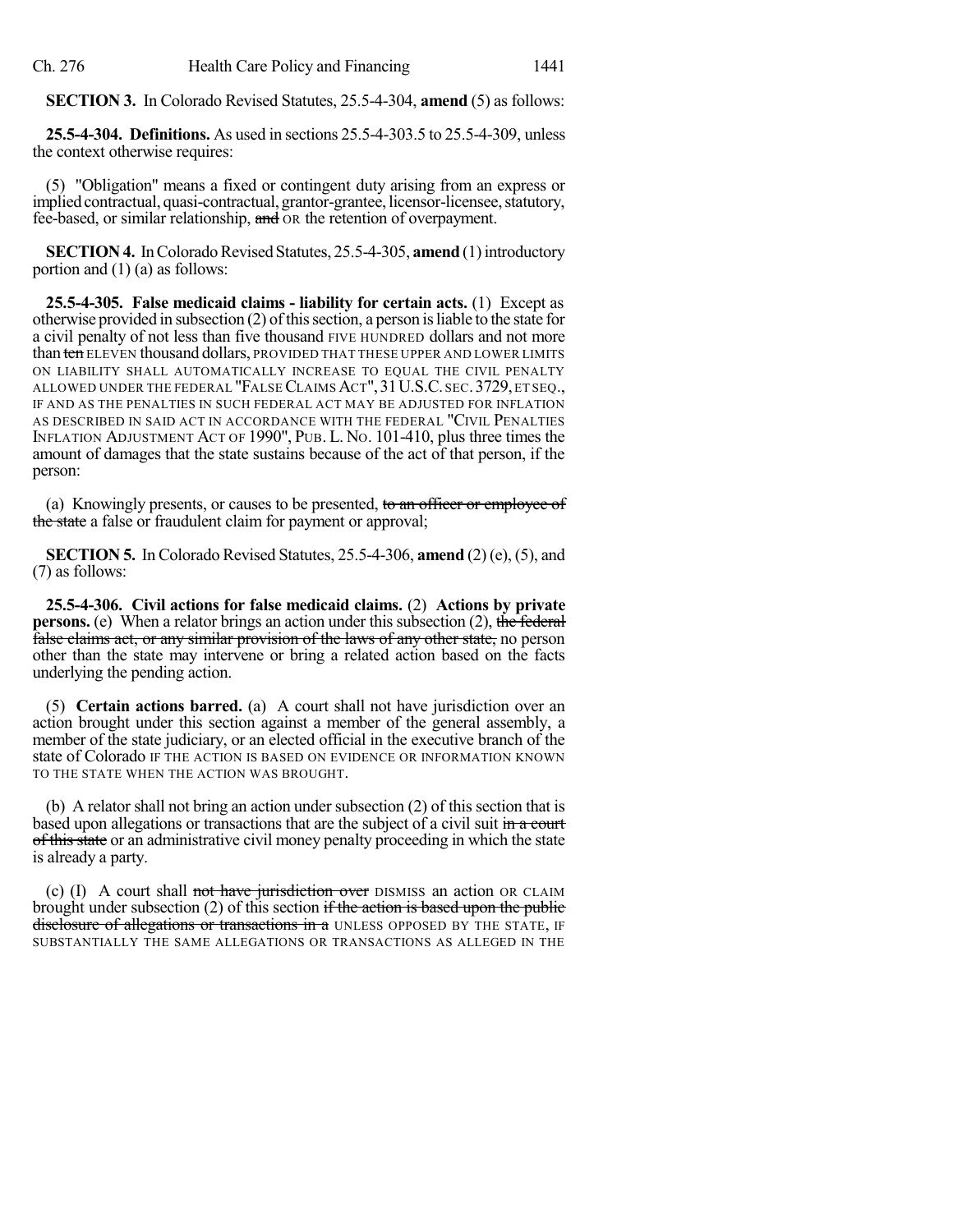**SECTION 3.** In Colorado Revised Statutes, 25.5-4-304, **amend** (5) as follows:

**25.5-4-304. Definitions.** As used in sections 25.5-4-303.5 to 25.5-4-309, unless the context otherwise requires:

(5) "Obligation" means a fixed or contingent duty arising from an express or implied contractual, quasi-contractual, grantor-grantee, licensor-licensee, statutory, fee-based, or similar relationship, ~~and~~ OR the retention of overpayment.

**SECTION 4.** In Colorado Revised Statutes, 25.5-4-305, **amend** (1) introductory portion and (1) (a) as follows:

**25.5-4-305. False medicaid claims - liability for certain acts.** (1) Except as otherwise provided in subsection (2) of this section, a person is liable to the state for a civil penalty of not less than five thousand FIVE HUNDRED dollars and not more than ~~ten~~ ELEVEN thousand dollars, PROVIDED THAT THESE UPPER AND LOWER LIMITS ON LIABILITY SHALL AUTOMATICALLY INCREASE TO EQUAL THE CIVIL PENALTY ALLOWED UNDER THE FEDERAL "FALSE CLAIMS ACT", 31 U.S.C. SEC. 3729, ET SEQ., IF AND AS THE PENALTIES IN SUCH FEDERAL ACT MAY BE ADJUSTED FOR INFLATION AS DESCRIBED IN SAID ACT IN ACCORDANCE WITH THE FEDERAL "CIVIL PENALTIES INFLATION ADJUSTMENT ACT OF 1990", PUB. L. NO. 101-410, plus three times the amount of damages that the state sustains because of the act of that person, if the person:

(a) Knowingly presents, or causes to be presented, ~~to an officer or employee of the state~~ a false or fraudulent claim for payment or approval;

**SECTION 5.** In Colorado Revised Statutes, 25.5-4-306, **amend** (2) (e), (5), and (7) as follows:

**25.5-4-306. Civil actions for false medicaid claims.** (2) **Actions by private persons.** (e) When a relator brings an action under this subsection (2), ~~the federal false claims act, or any similar provision of the laws of any other state,~~ no person other than the state may intervene or bring a related action based on the facts underlying the pending action.

(5) **Certain actions barred.** (a) A court shall not have jurisdiction over an action brought under this section against a member of the general assembly, a member of the state judiciary, or an elected official in the executive branch of the state of Colorado IF THE ACTION IS BASED ON EVIDENCE OR INFORMATION KNOWN TO THE STATE WHEN THE ACTION WAS BROUGHT.

(b) A relator shall not bring an action under subsection (2) of this section that is based upon allegations or transactions that are the subject of a civil suit ~~in a court of this state~~ or an administrative civil money penalty proceeding in which the state is already a party.

(c) (I) A court shall ~~not have jurisdiction over~~ DISMISS an action OR CLAIM brought under subsection (2) of this section ~~if the action is based upon the public disclosure of allegations or transactions in a~~ UNLESS OPPOSED BY THE STATE, IF SUBSTANTIALLY THE SAME ALLEGATIONS OR TRANSACTIONS AS ALLEGED IN THE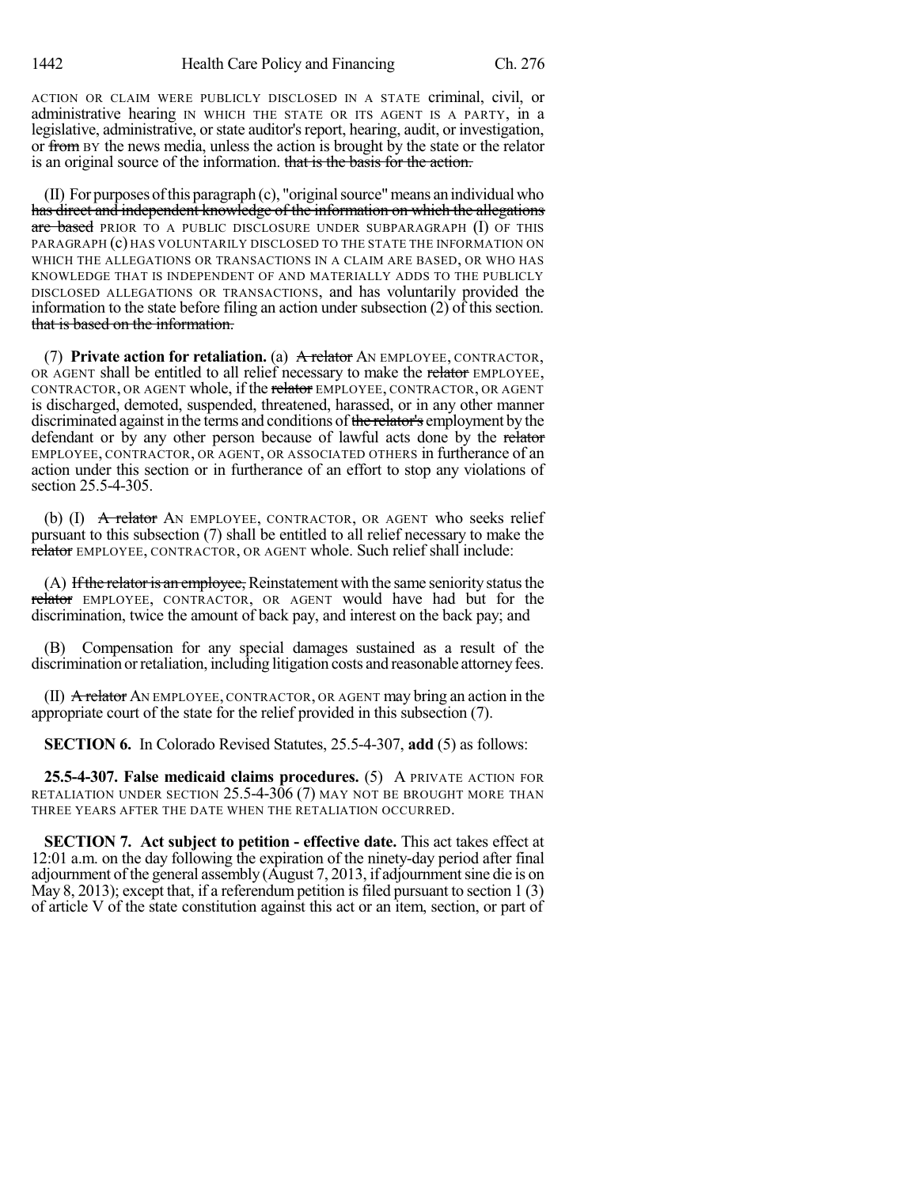ACTION OR CLAIM WERE PUBLICLY DISCLOSED IN A STATE criminal, civil, or administrative hearing IN WHICH THE STATE OR ITS AGENT IS A PARTY, in a legislative, administrative, or state auditor's report, hearing, audit, or investigation, or ~~from~~ BY the news media, unless the action is brought by the state or the relator is an original source of the information. ~~that is the basis for the action.~~

(II) For purposes of this paragraph (c), "original source" means an individual who ~~has direct and independent knowledge of the information on which the allegations are based~~ PRIOR TO A PUBLIC DISCLOSURE UNDER SUBPARAGRAPH (I) OF THIS PARAGRAPH (c) HAS VOLUNTARILY DISCLOSED TO THE STATE THE INFORMATION ON WHICH THE ALLEGATIONS OR TRANSACTIONS IN A CLAIM ARE BASED, OR WHO HAS KNOWLEDGE THAT IS INDEPENDENT OF AND MATERIALLY ADDS TO THE PUBLICLY DISCLOSED ALLEGATIONS OR TRANSACTIONS, and has voluntarily provided the information to the state before filing an action under subsection (2) of this section. ~~that is based on the information.~~

(7) **Private action for retaliation.** (a) ~~A relator~~ AN EMPLOYEE, CONTRACTOR, OR AGENT shall be entitled to all relief necessary to make the ~~relator~~ EMPLOYEE, CONTRACTOR, OR AGENT whole, if the ~~relator~~ EMPLOYEE, CONTRACTOR, OR AGENT is discharged, demoted, suspended, threatened, harassed, or in any other manner discriminated against in the terms and conditions of ~~the relator's~~ employment by the defendant or by any other person because of lawful acts done by the ~~relator~~ EMPLOYEE, CONTRACTOR, OR AGENT, OR ASSOCIATED OTHERS in furtherance of an action under this section or in furtherance of an effort to stop any violations of section 25.5-4-305.

(b) (I) ~~A relator~~ AN EMPLOYEE, CONTRACTOR, OR AGENT who seeks relief pursuant to this subsection (7) shall be entitled to all relief necessary to make the ~~relator~~ EMPLOYEE, CONTRACTOR, OR AGENT whole. Such relief shall include:

(A) ~~If the relator is an employee,~~ Reinstatement with the same seniority status the ~~relator~~ EMPLOYEE, CONTRACTOR, OR AGENT would have had but for the discrimination, twice the amount of back pay, and interest on the back pay; and

(B) Compensation for any special damages sustained as a result of the discrimination or retaliation, including litigation costs and reasonable attorney fees.

(II) ~~A relator~~ AN EMPLOYEE, CONTRACTOR, OR AGENT may bring an action in the appropriate court of the state for the relief provided in this subsection (7).

**SECTION 6.** In Colorado Revised Statutes, 25.5-4-307, **add** (5) as follows:

**25.5-4-307. False medicaid claims procedures.** (5) A PRIVATE ACTION FOR RETALIATION UNDER SECTION 25.5-4-306 (7) MAY NOT BE BROUGHT MORE THAN THREE YEARS AFTER THE DATE WHEN THE RETALIATION OCCURRED.

**SECTION 7. Act subject to petition - effective date.** This act takes effect at 12:01 a.m. on the day following the expiration of the ninety-day period after final adjournment of the general assembly (August 7, 2013, if adjournment sine die is on May 8, 2013); except that, if a referendum petition is filed pursuant to section 1 (3) of article V of the state constitution against this act or an item, section, or part of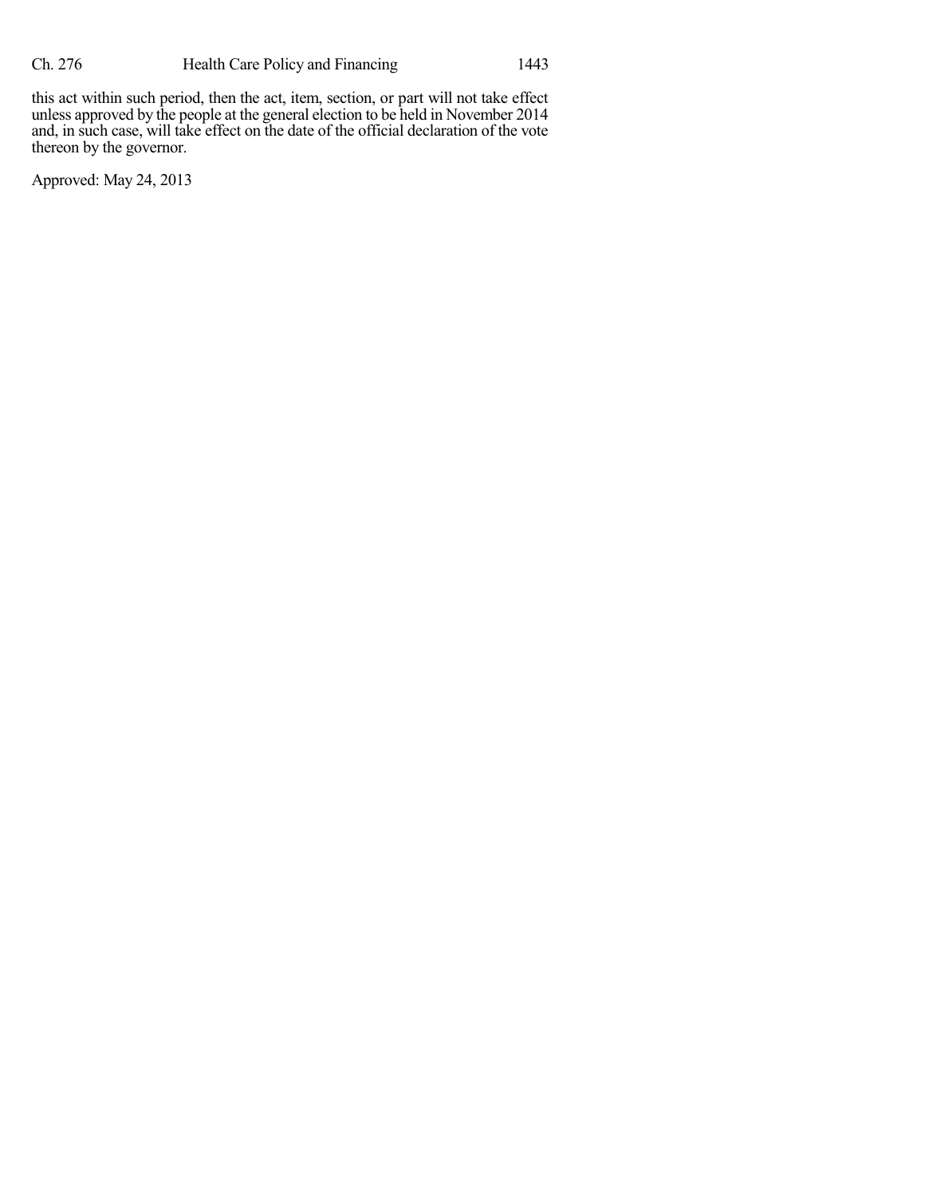this act within such period, then the act, item, section, or part will not take effect unless approved by the people at the general election to be held in November 2014 and, in such case, will take effect on the date of the official declaration of the vote thereon by the governor.

Approved: May 24, 2013